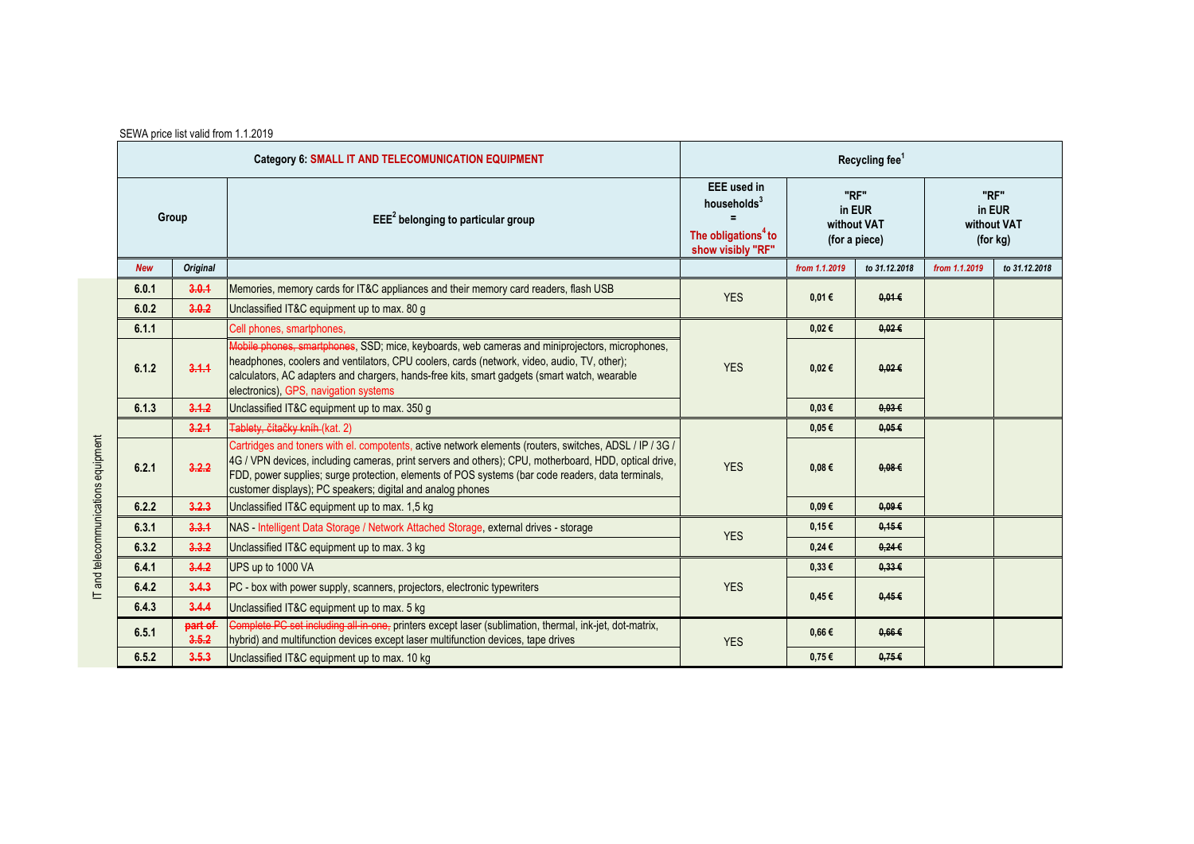SEWA price list valid from 1.1.2019

| Category 6: SMALL IT AND TELECOMUNICATION EQUIPMENT | | | Recycling fee[1] | | | | |
|---|---|---|---|---|---|---|---|
| Group | | EEE[2] belonging to particular group | EEE used in households[3] = The obligations[4] to show visibly "RF" | "RF" in EUR without VAT (for a piece) | | "RF" in EUR without VAT (for kg) | |
| *New* | *Original* | | | *from 1.1.2019* | *to 31.12.2018* | *from 1.1.2019* | *to 31.12.2018* |
| 6.0.1 | ~~3.0.1~~ | Memories, memory cards for IT&C appliances and their memory card readers, flash USB | YES | 0,01 € | ~~0,01 €~~ | | |
| 6.0.2 | ~~3.0.2~~ | Unclassified IT&C equipment up to max. 80 g | | | | | |
| 6.1.1 | | Cell phones, smartphones, | YES | 0,02 € | ~~0,02 €~~ | | |
| 6.1.2 | ~~3.1.1~~ | ~~Mobile phones, smartphones~~, SSD; mice, keyboards, web cameras and miniprojectors, microphones, headphones, coolers and ventilators, CPU coolers, cards (network, video, audio, TV, other); calculators, AC adapters and chargers, hands-free kits, smart gadgets (smart watch, wearable electronics), GPS, navigation systems | | 0,02 € | ~~0,02 €~~ | | |
| 6.1.3 | ~~3.1.2~~ | Unclassified IT&C equipment up to max. 350 g | | 0,03 € | ~~0,03 €~~ | | |
| | ~~3.2.1~~ | ~~Tablety, čítačky kníh~~ (kat. 2) | YES | 0,05 € | ~~0,05 €~~ | | |
| 6.2.1 | ~~3.2.2~~ | Cartridges and toners with el. compotents, active network elements (routers, switches, ADSL / IP / 3G / 4G / VPN devices, including cameras, print servers and others); CPU, motherboard, HDD, optical drive, FDD, power supplies; surge protection, elements of POS systems (bar code readers, data terminals, customer displays); PC speakers; digital and analog phones | | 0,08 € | ~~0,08 €~~ | | |
| 6.2.2 | ~~3.2.3~~ | Unclassified IT&C equipment up to max. 1,5 kg | | 0,09 € | ~~0,09 €~~ | | |
| 6.3.1 | ~~3.3.1~~ | NAS - Intelligent Data Storage / Network Attached Storage, external drives - storage | YES | 0,15 € | ~~0,15 €~~ | | |
| 6.3.2 | ~~3.3.2~~ | Unclassified IT&C equipment up to max. 3 kg | | 0,24 € | ~~0,24 €~~ | | |
| 6.4.1 | ~~3.4.2~~ | UPS up to 1000 VA | YES | 0,33 € | ~~0,33 €~~ | | |
| 6.4.2 | ~~3.4.3~~ | PC - box with power supply, scanners, projectors, electronic typewriters | | 0,45 € | ~~0,45 €~~ | | |
| 6.4.3 | ~~3.4.4~~ | Unclassified IT&C equipment up to max. 5 kg | | | | | |
| 6.5.1 | ~~part of 3.5.2~~ | ~~Complete PC set including all-in-one,~~ printers except laser (sublimation, thermal, ink-jet, dot-matrix, hybrid) and multifunction devices except laser multifunction devices, tape drives | YES | 0,66 € | ~~0,66 €~~ | | |
| 6.5.2 | ~~3.5.3~~ | Unclassified IT&C equipment up to max. 10 kg | | 0,75 € | ~~0,75 €~~ | | |

IT and telecommunications equipment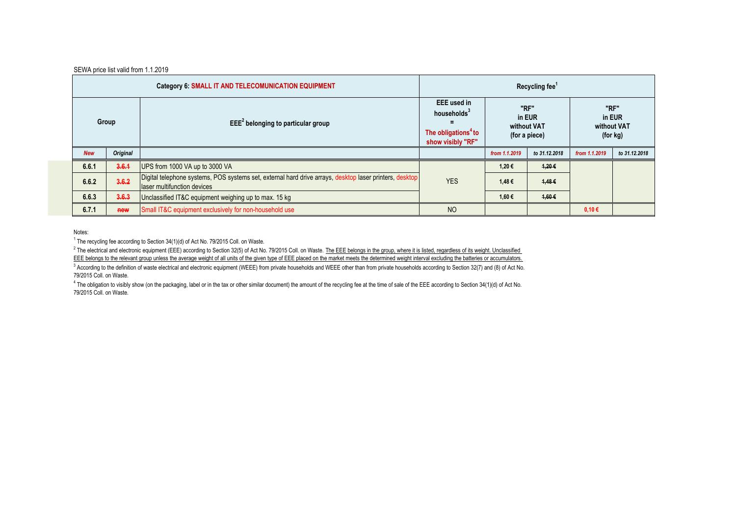SEWA price list valid from 1.1.2019

| Category 6: SMALL IT AND TELECOMUNICATION EQUIPMENT | | | Recycling fee[1] | | | | |
|---|---|---|---|---|---|---|---|
| Group | | EEE[2] belonging to particular group | EEE used in households[3] = The obligations[4] to show visibly "RF" | "RF" in EUR without VAT (for a piece) | | "RF" in EUR without VAT (for kg) | |
| *New* | *Original* | | | *from 1.1.2019* | *to 31.12.2018* | *from 1.1.2019* | *to 31.12.2018* |
| **6.6.1** | ~~3.6.1~~ | UPS from 1000 VA up to 3000 VA | YES | **1,20 €** | ~~1,20 €~~ | | |
| **6.6.2** | ~~3.6.2~~ | Digital telephone systems, POS systems set, external hard drive arrays, desktop laser printers, desktop laser multifunction devices | YES | **1,48 €** | ~~1,48 €~~ | | |
| **6.6.3** | ~~3.6.3~~ | Unclassified IT&C equipment weighing up to max. 15 kg | YES | **1,60 €** | ~~1,60 €~~ | | |
| **6.7.1** | ~~new~~ | Small IT&C equipment exclusively for non-household use | NO | | | **0,10 €** | |

Notes:

[1] The recycling fee according to Section 34(1)(d) of Act No. 79/2015 Coll. on Waste.

[2] The electrical and electronic equipment (EEE) according to Section 32(5) of Act No. 79/2015 Coll. on Waste. The EEE belongs in the group, where it is listed, regardless of its weight. Unclassified EEE belongs to the relevant group unless the average weight of all units of the given type of EEE placed on the market meets the determined weight interval excluding the batteries or accumulators.

[3] According to the definition of waste electrical and electronic equipment (WEEE) from private households and WEEE other than from private households according to Section 32(7) and (8) of Act No. 79/2015 Coll. on Waste.

[4] The obligation to visibly show (on the packaging, label or in the tax or other similar document) the amount of the recycling fee at the time of sale of the EEE according to Section 34(1)(d) of Act No. 79/2015 Coll. on Waste.